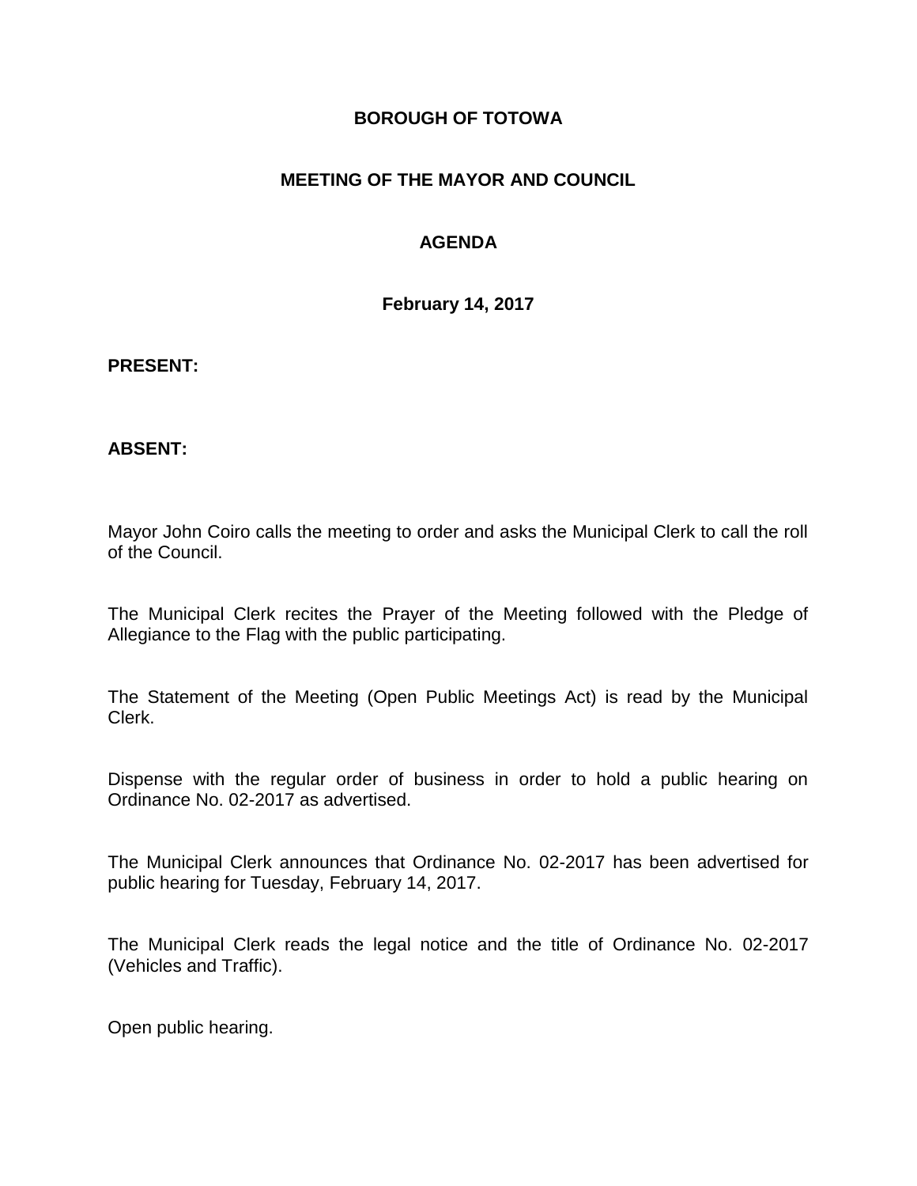# BOROUGH OF TOTOWA

## MEETING OF THE MAYOR AND COUNCIL

## AGENDA

### February 14, 2017

**PRESENT:**

**ABSENT:**

Mayor John Coiro calls the meeting to order and asks the Municipal Clerk to call the roll of the Council.

The Municipal Clerk recites the Prayer of the Meeting followed with the Pledge of Allegiance to the Flag with the public participating.

The Statement of the Meeting (Open Public Meetings Act) is read by the Municipal Clerk.

Dispense with the regular order of business in order to hold a public hearing on Ordinance No. 02-2017 as advertised.

The Municipal Clerk announces that Ordinance No. 02-2017 has been advertised for public hearing for Tuesday, February 14, 2017.

The Municipal Clerk reads the legal notice and the title of Ordinance No. 02-2017 (Vehicles and Traffic).

Open public hearing.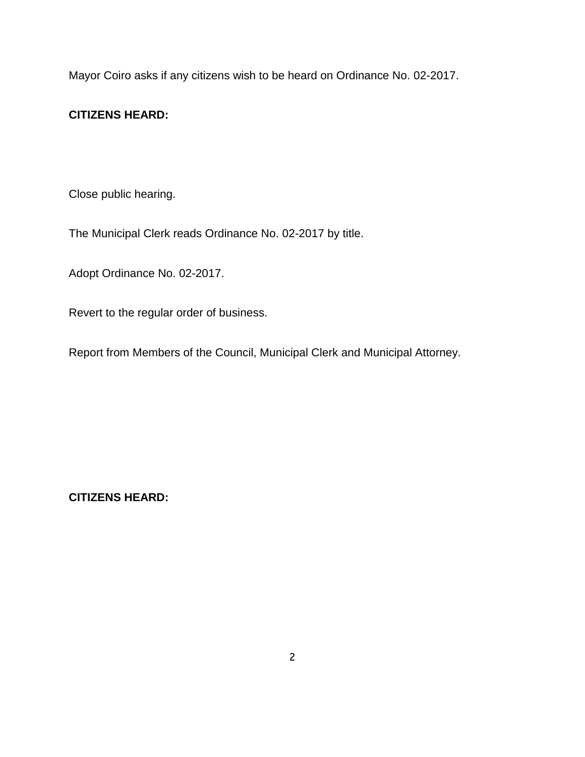Mayor Coiro asks if any citizens wish to be heard on Ordinance No. 02-2017.

**CITIZENS HEARD:**

Close public hearing.

The Municipal Clerk reads Ordinance No. 02-2017 by title.

Adopt Ordinance No. 02-2017.

Revert to the regular order of business.

Report from Members of the Council, Municipal Clerk and Municipal Attorney.

**CITIZENS HEARD:**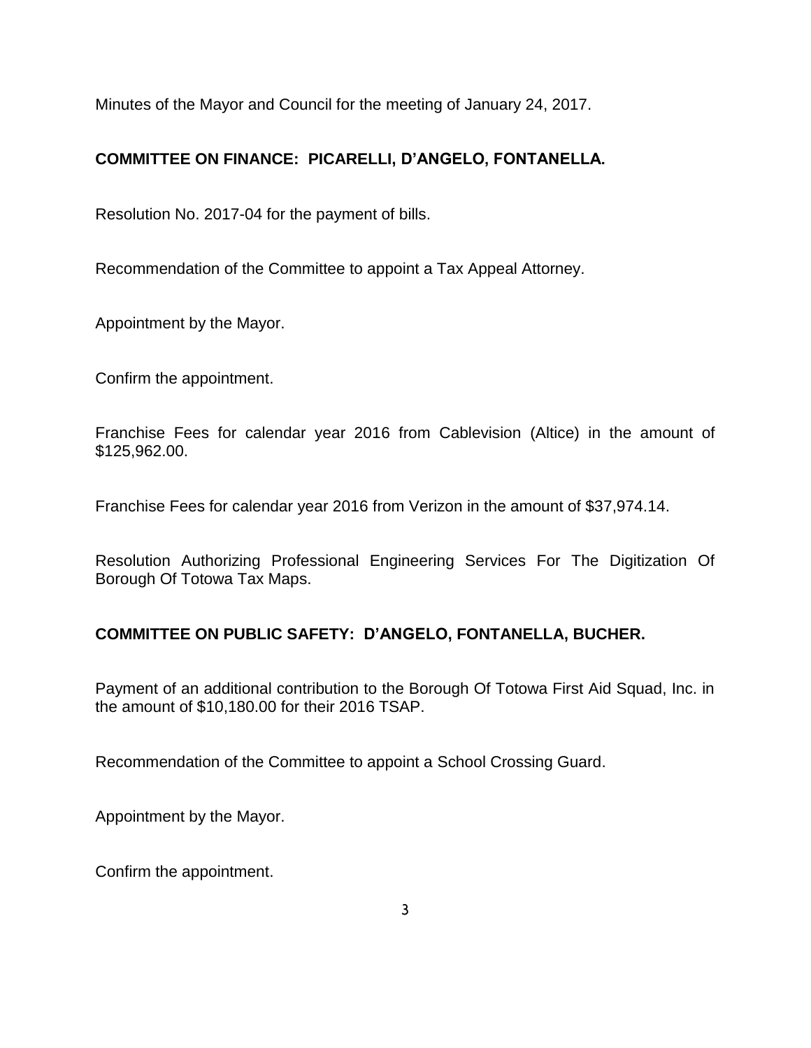Minutes of the Mayor and Council for the meeting of January 24, 2017.

**COMMITTEE ON FINANCE: PICARELLI, D'ANGELO, FONTANELLA.**

Resolution No. 2017-04 for the payment of bills.

Recommendation of the Committee to appoint a Tax Appeal Attorney.

Appointment by the Mayor.

Confirm the appointment.

Franchise Fees for calendar year 2016 from Cablevision (Altice) in the amount of $125,962.00.

Franchise Fees for calendar year 2016 from Verizon in the amount of $37,974.14.

Resolution Authorizing Professional Engineering Services For The Digitization Of Borough Of Totowa Tax Maps.

**COMMITTEE ON PUBLIC SAFETY: D'ANGELO, FONTANELLA, BUCHER.**

Payment of an additional contribution to the Borough Of Totowa First Aid Squad, Inc. in the amount of $10,180.00 for their 2016 TSAP.

Recommendation of the Committee to appoint a School Crossing Guard.

Appointment by the Mayor.

Confirm the appointment.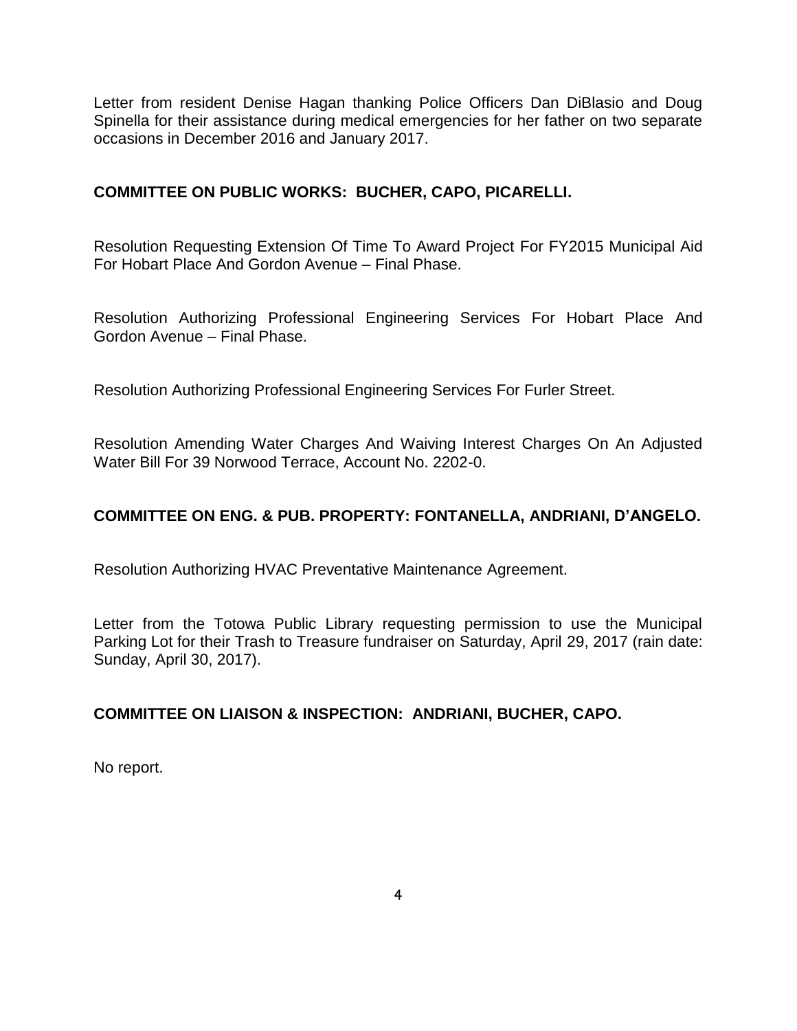Letter from resident Denise Hagan thanking Police Officers Dan DiBlasio and Doug Spinella for their assistance during medical emergencies for her father on two separate occasions in December 2016 and January 2017.

**COMMITTEE ON PUBLIC WORKS: BUCHER, CAPO, PICARELLI.**

Resolution Requesting Extension Of Time To Award Project For FY2015 Municipal Aid For Hobart Place And Gordon Avenue – Final Phase.

Resolution Authorizing Professional Engineering Services For Hobart Place And Gordon Avenue – Final Phase.

Resolution Authorizing Professional Engineering Services For Furler Street.

Resolution Amending Water Charges And Waiving Interest Charges On An Adjusted Water Bill For 39 Norwood Terrace, Account No. 2202-0.

**COMMITTEE ON ENG. & PUB. PROPERTY: FONTANELLA, ANDRIANI, D'ANGELO.**

Resolution Authorizing HVAC Preventative Maintenance Agreement.

Letter from the Totowa Public Library requesting permission to use the Municipal Parking Lot for their Trash to Treasure fundraiser on Saturday, April 29, 2017 (rain date: Sunday, April 30, 2017).

**COMMITTEE ON LIAISON & INSPECTION: ANDRIANI, BUCHER, CAPO.**

No report.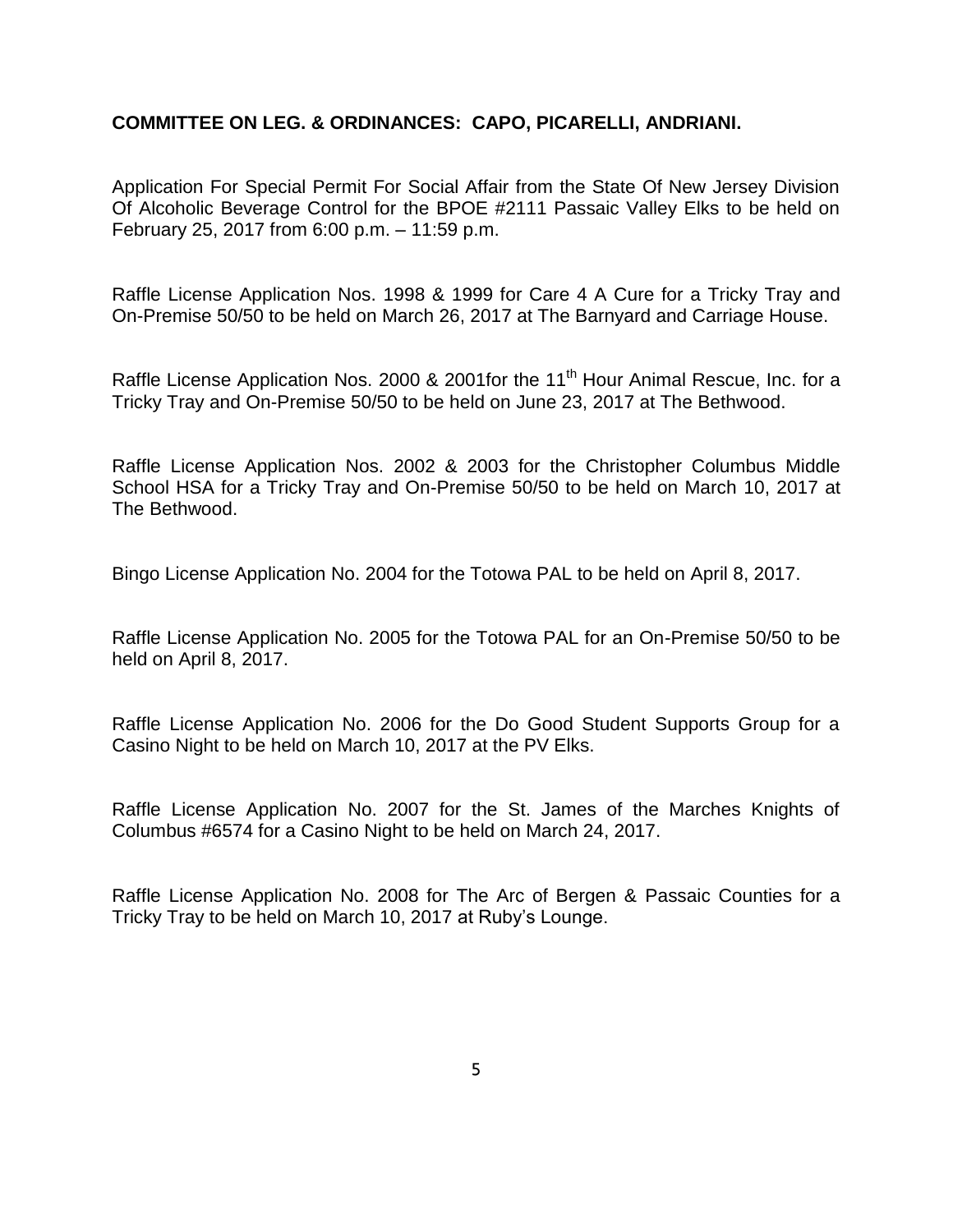**COMMITTEE ON LEG. & ORDINANCES: CAPO, PICARELLI, ANDRIANI.**

Application For Special Permit For Social Affair from the State Of New Jersey Division Of Alcoholic Beverage Control for the BPOE #2111 Passaic Valley Elks to be held on February 25, 2017 from 6:00 p.m. – 11:59 p.m.

Raffle License Application Nos. 1998 & 1999 for Care 4 A Cure for a Tricky Tray and On-Premise 50/50 to be held on March 26, 2017 at The Barnyard and Carriage House.

Raffle License Application Nos. 2000 & 2001for the 11th Hour Animal Rescue, Inc. for a Tricky Tray and On-Premise 50/50 to be held on June 23, 2017 at The Bethwood.

Raffle License Application Nos. 2002 & 2003 for the Christopher Columbus Middle School HSA for a Tricky Tray and On-Premise 50/50 to be held on March 10, 2017 at The Bethwood.

Bingo License Application No. 2004 for the Totowa PAL to be held on April 8, 2017.

Raffle License Application No. 2005 for the Totowa PAL for an On-Premise 50/50 to be held on April 8, 2017.

Raffle License Application No. 2006 for the Do Good Student Supports Group for a Casino Night to be held on March 10, 2017 at the PV Elks.

Raffle License Application No. 2007 for the St. James of the Marches Knights of Columbus #6574 for a Casino Night to be held on March 24, 2017.

Raffle License Application No. 2008 for The Arc of Bergen & Passaic Counties for a Tricky Tray to be held on March 10, 2017 at Ruby's Lounge.